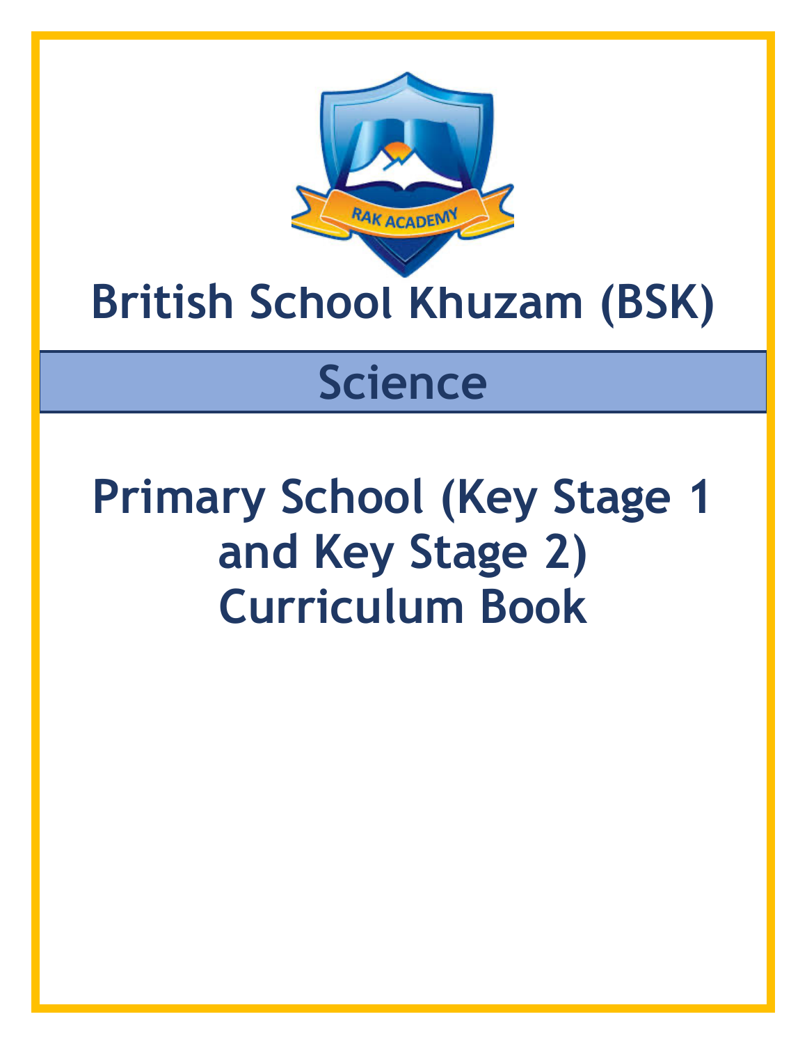# British School Khuzam (BSK)

## Science

## Primary School (Key Stage 1 and Key Stage 2) Curriculum Book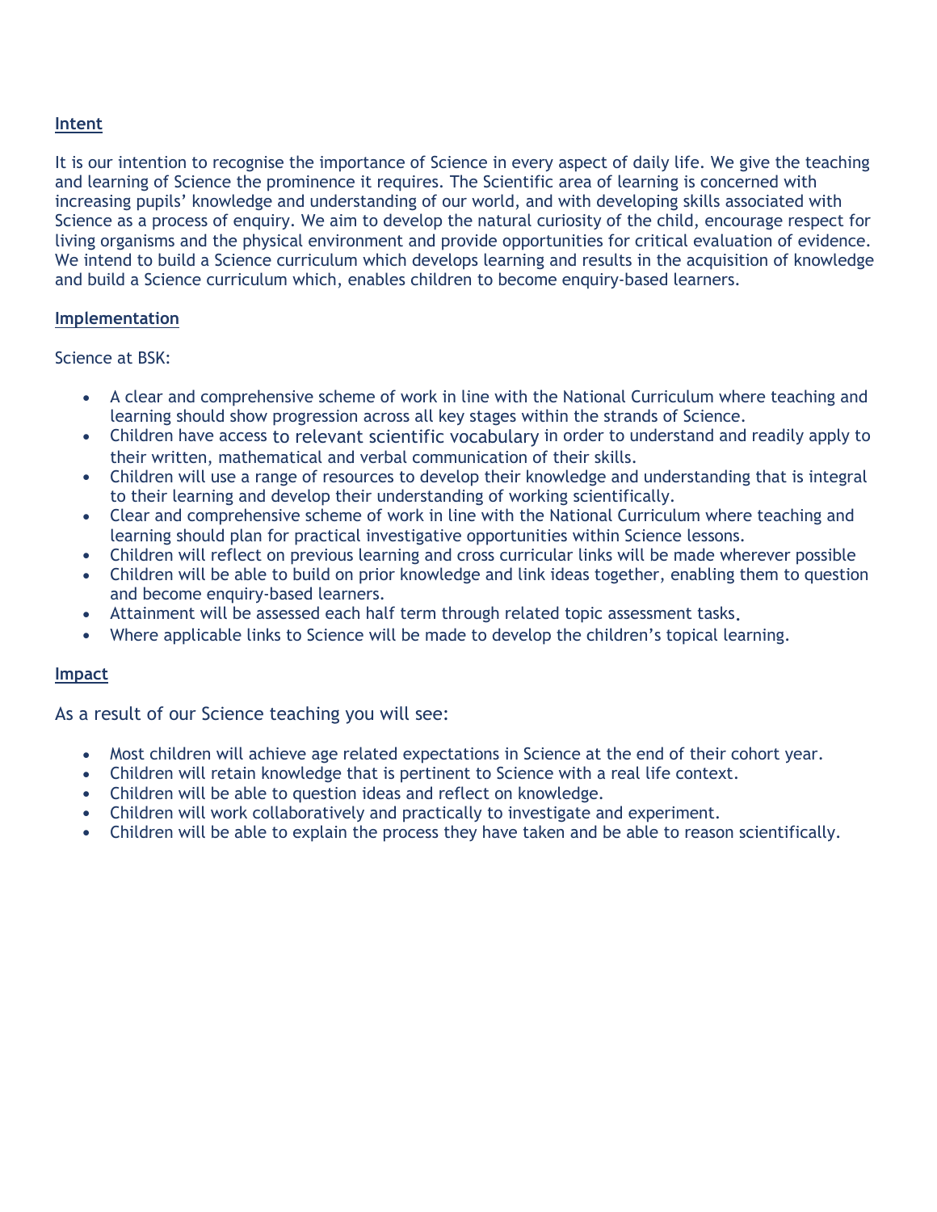## Intent

It is our intention to recognise the importance of Science in every aspect of daily life. We give the teaching and learning of Science the prominence it requires. The Scientific area of learning is concerned with increasing pupils' knowledge and understanding of our world, and with developing skills associated with Science as a process of enquiry. We aim to develop the natural curiosity of the child, encourage respect for living organisms and the physical environment and provide opportunities for critical evaluation of evidence. We intend to build a Science curriculum which develops learning and results in the acquisition of knowledge and build a Science curriculum which, enables children to become enquiry-based learners.

## Implementation

Science at BSK:

- A clear and comprehensive scheme of work in line with the National Curriculum where teaching and learning should show progression across all key stages within the strands of Science.
- Children have access to relevant scientific vocabulary in order to understand and readily apply to their written, mathematical and verbal communication of their skills.
- Children will use a range of resources to develop their knowledge and understanding that is integral to their learning and develop their understanding of working scientifically.
- Clear and comprehensive scheme of work in line with the National Curriculum where teaching and learning should plan for practical investigative opportunities within Science lessons.
- Children will reflect on previous learning and cross curricular links will be made wherever possible
- Children will be able to build on prior knowledge and link ideas together, enabling them to question and become enquiry-based learners.
- Attainment will be assessed each half term through related topic assessment tasks.
- Where applicable links to Science will be made to develop the children's topical learning.

## Impact

As a result of our Science teaching you will see:

- Most children will achieve age related expectations in Science at the end of their cohort year.
- Children will retain knowledge that is pertinent to Science with a real life context.
- Children will be able to question ideas and reflect on knowledge.
- Children will work collaboratively and practically to investigate and experiment.
- Children will be able to explain the process they have taken and be able to reason scientifically.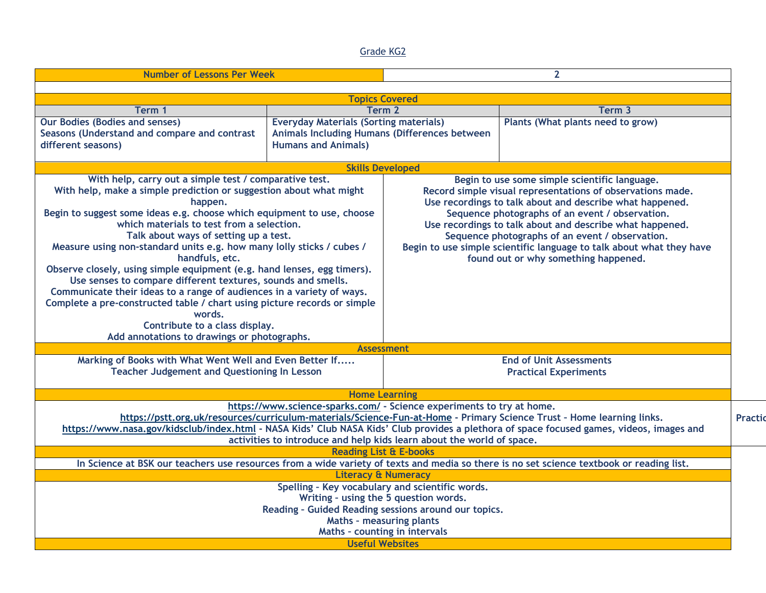Grade KG2

| Number of Lessons Per Week | | 2 |
|---|---|---|
| **Topics Covered** | | |
| **Term 1** | **Term 2** | **Term 3** |
| Our Bodies (Bodies and senses)<br>Seasons (Understand and compare and contrast different seasons) | Everyday Materials (Sorting materials)<br>Animals Including Humans (Differences between Humans and Animals) | Plants (What plants need to grow) |

**Skills Developed**

| | |
|---|---|
| With help, carry out a simple test / comparative test.<br>With help, make a simple prediction or suggestion about what might happen.<br>Begin to suggest some ideas e.g. choose which equipment to use, choose which materials to test from a selection.<br>Talk about ways of setting up a test.<br>Measure using non-standard units e.g. how many lolly sticks / cubes / handfuls, etc.<br>Observe closely, using simple equipment (e.g. hand lenses, egg timers).<br>Use senses to compare different textures, sounds and smells.<br>Communicate their ideas to a range of audiences in a variety of ways.<br>Complete a pre-constructed table / chart using picture records or simple words.<br>Contribute to a class display.<br>Add annotations to drawings or photographs. | Begin to use some simple scientific language.<br>Record simple visual representations of observations made.<br>Use recordings to talk about and describe what happened.<br>Sequence photographs of an event / observation.<br>Use recordings to talk about and describe what happened.<br>Sequence photographs of an event / observation.<br>Begin to use simple scientific language to talk about what they have found out or why something happened. |

**Assessment**

| | |
|---|---|
| Marking of Books with What Went Well and Even Better If.....<br>Teacher Judgement and Questioning In Lesson | End of Unit Assessments<br>Practical Experiments |

**Home Learning**

https://www.science-sparks.com/ - Science experiments to try at home.
https://pstt.org.uk/resources/curriculum-materials/Science-Fun-at-Home - Primary Science Trust – Home learning links.
https://www.nasa.gov/kidsclub/index.html - NASA Kids' Club NASA Kids' Club provides a plethora of space focused games, videos, images and activities to introduce and help kids learn about the world of space.

Practic

**Reading List & E-books**

In Science at BSK our teachers use resources from a wide variety of texts and media so there is no set science textbook or reading list.

**Literacy & Numeracy**

Spelling – Key vocabulary and scientific words.
Writing – using the 5 question words.
Reading – Guided Reading sessions around our topics.
Maths – measuring plants
Maths – counting in intervals

**Useful Websites**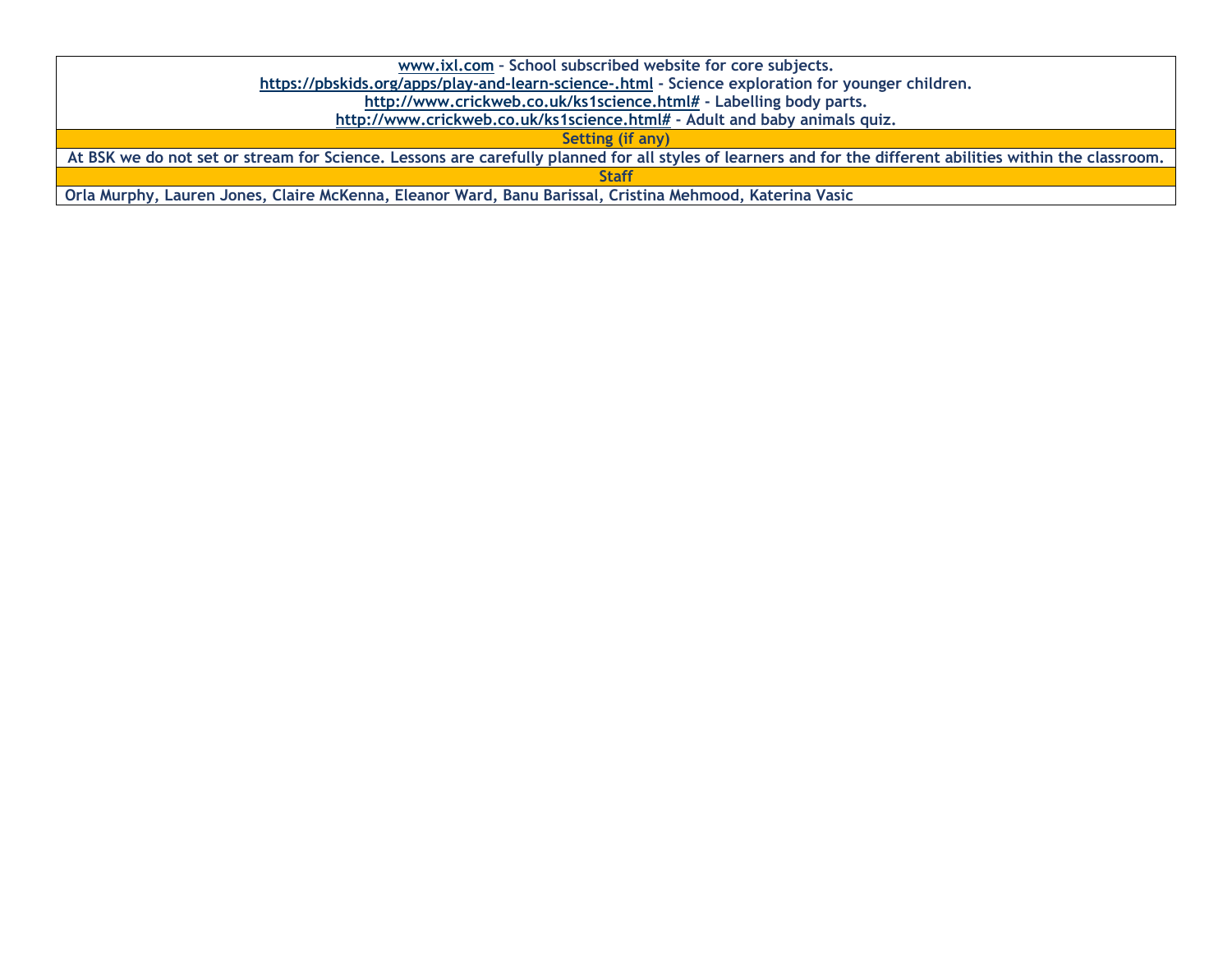| www.ixl.com – School subscribed website for core subjects.<br>https://pbskids.org/apps/play-and-learn-science-.html - Science exploration for younger children.<br>http://www.crickweb.co.uk/ks1science.html# - Labelling body parts.<br>http://www.crickweb.co.uk/ks1science.html# - Adult and baby animals quiz. |
|---|
| **Setting (if any)** |
| At BSK we do not set or stream for Science. Lessons are carefully planned for all styles of learners and for the different abilities within the classroom. |
| **Staff** |
| Orla Murphy, Lauren Jones, Claire McKenna, Eleanor Ward, Banu Barissal, Cristina Mehmood, Katerina Vasic |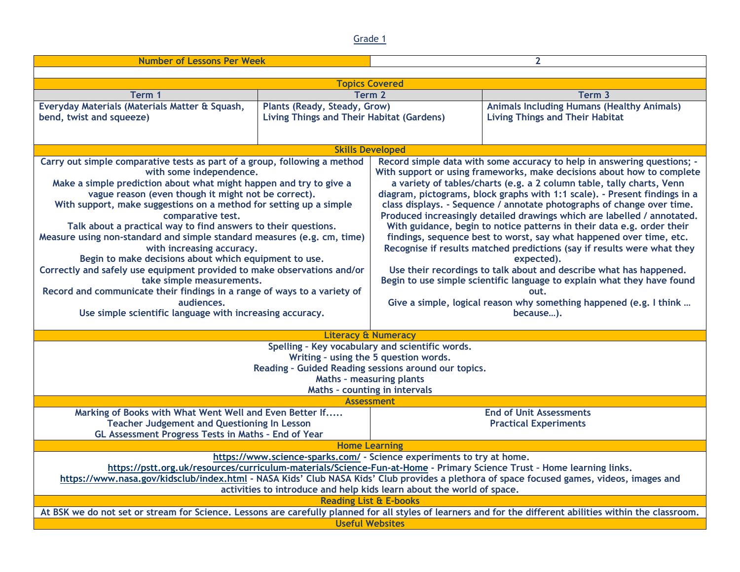Grade 1

| Number of Lessons Per Week | | | 2 |
|---|---|---|---|

**Topics Covered**

| Term 1 | Term 2 | Term 3 |
|---|---|---|
| Everyday Materials (Materials Matter & Squash, bend, twist and squeeze) | Plants (Ready, Steady, Grow)<br>Living Things and Their Habitat (Gardens) | Animals Including Humans (Healthy Animals)<br>Living Things and Their Habitat |

**Skills Developed**

| | |
|---|---|
| Carry out simple comparative tests as part of a group, following a method with some independence.<br>Make a simple prediction about what might happen and try to give a vague reason (even though it might not be correct).<br>With support, make suggestions on a method for setting up a simple comparative test.<br>Talk about a practical way to find answers to their questions.<br>Measure using non-standard and simple standard measures (e.g. cm, time) with increasing accuracy.<br>Begin to make decisions about which equipment to use.<br>Correctly and safely use equipment provided to make observations and/or take simple measurements.<br>Record and communicate their findings in a range of ways to a variety of audiences.<br>Use simple scientific language with increasing accuracy. | Record simple data with some accuracy to help in answering questions; - With support or using frameworks, make decisions about how to complete a variety of tables/charts (e.g. a 2 column table, tally charts, Venn diagram, pictograms, block graphs with 1:1 scale). - Present findings in a class displays. - Sequence / annotate photographs of change over time.<br>Produced increasingly detailed drawings which are labelled / annotated.<br>With guidance, begin to notice patterns in their data e.g. order their findings, sequence best to worst, say what happened over time, etc.<br>Recognise if results matched predictions (say if results were what they expected).<br>Use their recordings to talk about and describe what has happened.<br>Begin to use simple scientific language to explain what they have found out.<br>Give a simple, logical reason why something happened (e.g. I think … because…). |

**Literacy & Numeracy**

Spelling – Key vocabulary and scientific words.
Writing – using the 5 question words.
Reading – Guided Reading sessions around our topics.
Maths – measuring plants
Maths – counting in intervals

**Assessment**

| | |
|---|---|
| Marking of Books with What Went Well and Even Better If.....<br>Teacher Judgement and Questioning In Lesson<br>GL Assessment Progress Tests in Maths – End of Year | End of Unit Assessments<br>Practical Experiments |

**Home Learning**

https://www.science-sparks.com/ - Science experiments to try at home.
https://pstt.org.uk/resources/curriculum-materials/Science-Fun-at-Home - Primary Science Trust - Home learning links.
https://www.nasa.gov/kidsclub/index.html - NASA Kids' Club NASA Kids' Club provides a plethora of space focused games, videos, images and activities to introduce and help kids learn about the world of space.

**Reading List & E-books**

At BSK we do not set or stream for Science. Lessons are carefully planned for all styles of learners and for the different abilities within the classroom.

**Useful Websites**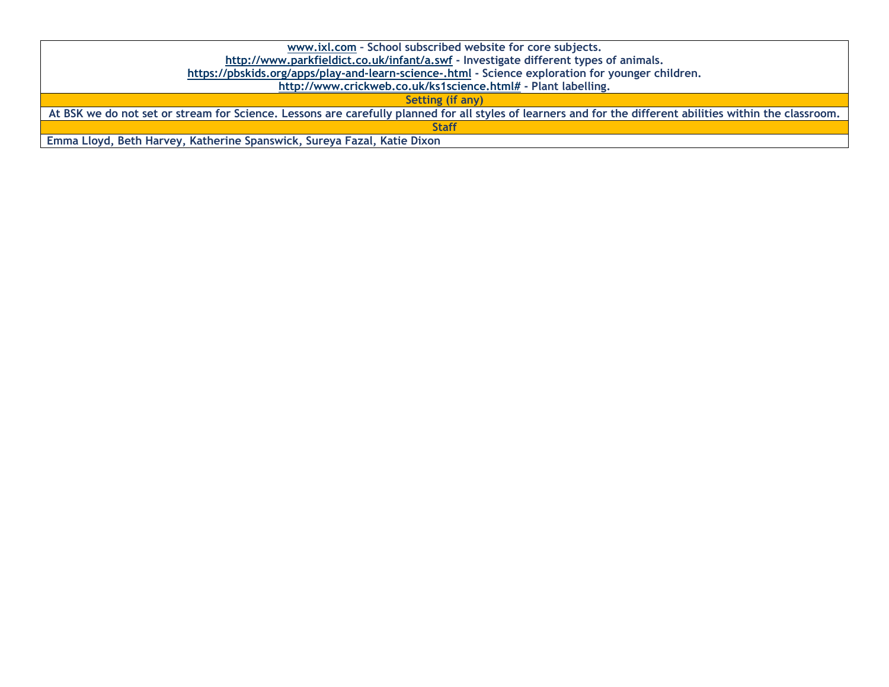| www.ixl.com – School subscribed website for core subjects.<br>http://www.parkfieldict.co.uk/infant/a.swf - Investigate different types of animals.<br>https://pbskids.org/apps/play-and-learn-science-.html - Science exploration for younger children.<br>http://www.crickweb.co.uk/ks1science.html# - Plant labelling. |
|---|
| **Setting (if any)** |
| At BSK we do not set or stream for Science. Lessons are carefully planned for all styles of learners and for the different abilities within the classroom. |
| **Staff** |
| Emma Lloyd, Beth Harvey, Katherine Spanswick, Sureya Fazal, Katie Dixon |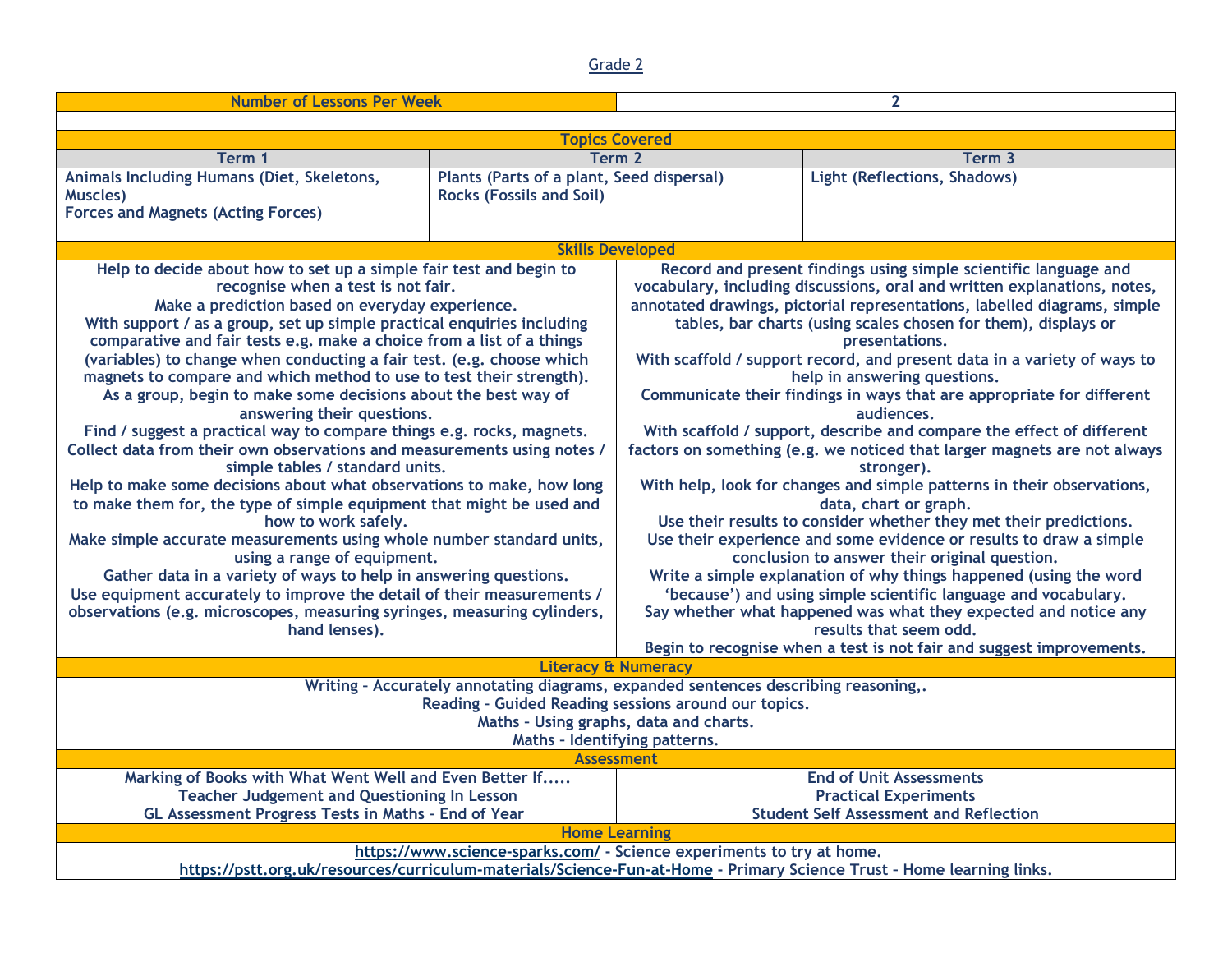Grade 2

| Number of Lessons Per Week | 2 |
|---|---|

| Topics Covered | | |
|---|---|---|
| Term 1 | Term 2 | Term 3 |
| Animals Including Humans (Diet, Skeletons, Muscles)<br>Forces and Magnets (Acting Forces) | Plants (Parts of a plant, Seed dispersal)<br>Rocks (Fossils and Soil) | Light (Reflections, Shadows) |

| Skills Developed | |
|---|---|
| Help to decide about how to set up a simple fair test and begin to recognise when a test is not fair.<br>Make a prediction based on everyday experience.<br>With support / as a group, set up simple practical enquiries including comparative and fair tests e.g. make a choice from a list of a things (variables) to change when conducting a fair test. (e.g. choose which magnets to compare and which method to use to test their strength).<br>As a group, begin to make some decisions about the best way of answering their questions.<br>Find / suggest a practical way to compare things e.g. rocks, magnets.<br>Collect data from their own observations and measurements using notes / simple tables / standard units.<br>Help to make some decisions about what observations to make, how long to make them for, the type of simple equipment that might be used and how to work safely.<br>Make simple accurate measurements using whole number standard units, using a range of equipment.<br>Gather data in a variety of ways to help in answering questions.<br>Use equipment accurately to improve the detail of their measurements / observations (e.g. microscopes, measuring syringes, measuring cylinders, hand lenses). | Record and present findings using simple scientific language and vocabulary, including discussions, oral and written explanations, notes, annotated drawings, pictorial representations, labelled diagrams, simple tables, bar charts (using scales chosen for them), displays or presentations.<br>With scaffold / support record, and present data in a variety of ways to help in answering questions.<br>Communicate their findings in ways that are appropriate for different audiences.<br>With scaffold / support, describe and compare the effect of different factors on something (e.g. we noticed that larger magnets are not always stronger).<br>With help, look for changes and simple patterns in their observations, data, chart or graph.<br>Use their results to consider whether they met their predictions.<br>Use their experience and some evidence or results to draw a simple conclusion to answer their original question.<br>Write a simple explanation of why things happened (using the word 'because') and using simple scientific language and vocabulary.<br>Say whether what happened was what they expected and notice any results that seem odd.<br>Begin to recognise when a test is not fair and suggest improvements. |

| Literacy & Numeracy |
|---|
| Writing – Accurately annotating diagrams, expanded sentences describing reasoning,.<br>Reading – Guided Reading sessions around our topics.<br>Maths – Using graphs, data and charts.<br>Maths – Identifying patterns. |

| Assessment | |
|---|---|
| Marking of Books with What Went Well and Even Better If.....<br>Teacher Judgement and Questioning In Lesson<br>GL Assessment Progress Tests in Maths – End of Year | End of Unit Assessments<br>Practical Experiments<br>Student Self Assessment and Reflection |

| Home Learning |
|---|
| https://www.science-sparks.com/ – Science experiments to try at home.<br>https://pstt.org.uk/resources/curriculum-materials/Science-Fun-at-Home – Primary Science Trust – Home learning links. |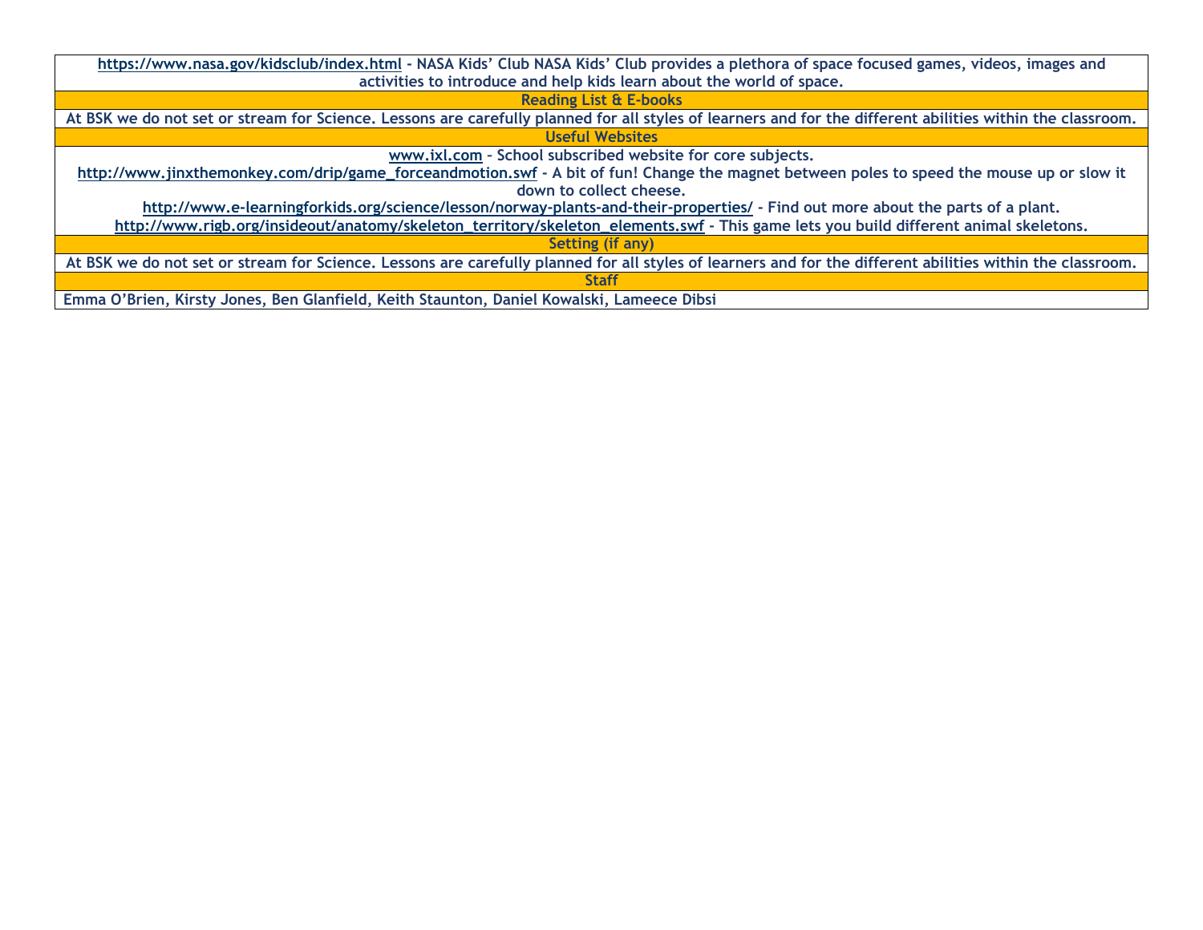| https://www.nasa.gov/kidsclub/index.html - NASA Kids' Club NASA Kids' Club provides a plethora of space focused games, videos, images and activities to introduce and help kids learn about the world of space. |
|---|
| **Reading List & E-books** |
| At BSK we do not set or stream for Science. Lessons are carefully planned for all styles of learners and for the different abilities within the classroom. |
| **Useful Websites** |
| www.ixl.com - School subscribed website for core subjects.<br>http://www.jinxthemonkey.com/drip/game_forceandmotion.swf - A bit of fun! Change the magnet between poles to speed the mouse up or slow it down to collect cheese.<br>http://www.e-learningforkids.org/science/lesson/norway-plants-and-their-properties/ - Find out more about the parts of a plant.<br>http://www.rigb.org/insideout/anatomy/skeleton_territory/skeleton_elements.swf - This game lets you build different animal skeletons. |
| **Setting (if any)** |
| At BSK we do not set or stream for Science. Lessons are carefully planned for all styles of learners and for the different abilities within the classroom. |
| **Staff** |
| Emma O'Brien, Kirsty Jones, Ben Glanfield, Keith Staunton, Daniel Kowalski, Lameece Dibsi |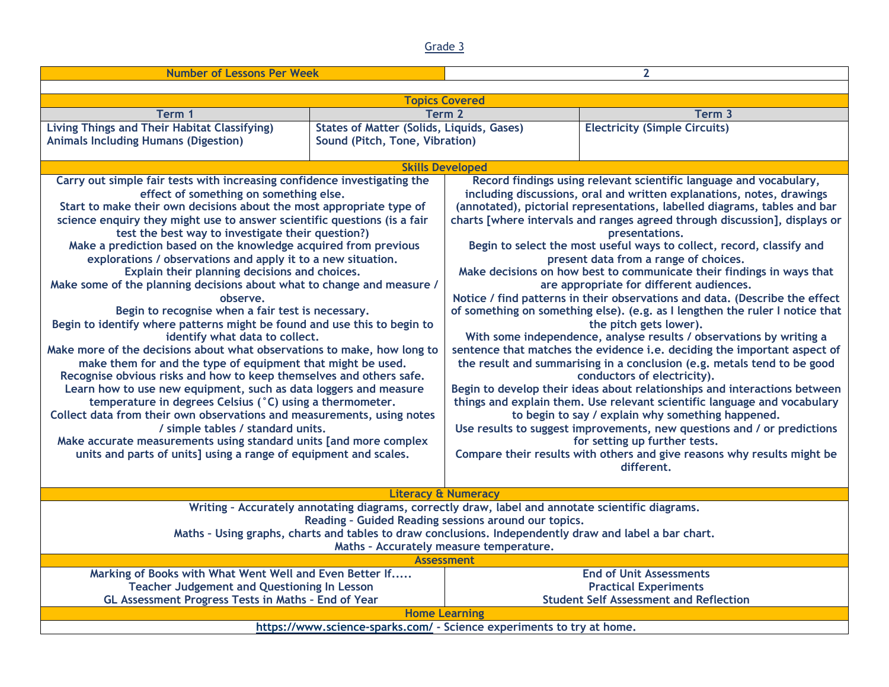Grade 3

| Number of Lessons Per Week | 2 |
|---|---|

**Topics Covered**

| Term 1 | Term 2 | Term 3 |
|---|---|---|
| Living Things and Their Habitat Classifying)<br>Animals Including Humans (Digestion) | States of Matter (Solids, Liquids, Gases)<br>Sound (Pitch, Tone, Vibration) | Electricity (Simple Circuits) |

**Skills Developed**

| | |
|---|---|
| Carry out simple fair tests with increasing confidence investigating the effect of something on something else.<br>Start to make their own decisions about the most appropriate type of science enquiry they might use to answer scientific questions (is a fair test the best way to investigate their question?)<br>Make a prediction based on the knowledge acquired from previous explorations / observations and apply it to a new situation.<br>Explain their planning decisions and choices.<br>Make some of the planning decisions about what to change and measure / observe.<br>Begin to recognise when a fair test is necessary.<br>Begin to identify where patterns might be found and use this to begin to identify what data to collect.<br>Make more of the decisions about what observations to make, how long to make them for and the type of equipment that might be used.<br>Recognise obvious risks and how to keep themselves and others safe.<br>Learn how to use new equipment, such as data loggers and measure temperature in degrees Celsius (°C) using a thermometer.<br>Collect data from their own observations and measurements, using notes / simple tables / standard units.<br>Make accurate measurements using standard units [and more complex units and parts of units] using a range of equipment and scales. | Record findings using relevant scientific language and vocabulary, including discussions, oral and written explanations, notes, drawings (annotated), pictorial representations, labelled diagrams, tables and bar charts [where intervals and ranges agreed through discussion], displays or presentations.<br>Begin to select the most useful ways to collect, record, classify and present data from a range of choices.<br>Make decisions on how best to communicate their findings in ways that are appropriate for different audiences.<br>Notice / find patterns in their observations and data. (Describe the effect of something on something else). (e.g. as I lengthen the ruler I notice that the pitch gets lower).<br>With some independence, analyse results / observations by writing a sentence that matches the evidence i.e. deciding the important aspect of the result and summarising in a conclusion (e.g. metals tend to be good conductors of electricity).<br>Begin to develop their ideas about relationships and interactions between things and explain them. Use relevant scientific language and vocabulary to begin to say / explain why something happened.<br>Use results to suggest improvements, new questions and / or predictions for setting up further tests.<br>Compare their results with others and give reasons why results might be different. |

**Literacy & Numeracy**

Writing – Accurately annotating diagrams, correctly draw, label and annotate scientific diagrams.
Reading – Guided Reading sessions around our topics.
Maths – Using graphs, charts and tables to draw conclusions. Independently draw and label a bar chart.
Maths – Accurately measure temperature.

**Assessment**

| | |
|---|---|
| Marking of Books with What Went Well and Even Better If.....<br>Teacher Judgement and Questioning In Lesson<br>GL Assessment Progress Tests in Maths – End of Year | End of Unit Assessments<br>Practical Experiments<br>Student Self Assessment and Reflection |

**Home Learning**

https://www.science-sparks.com/ - Science experiments to try at home.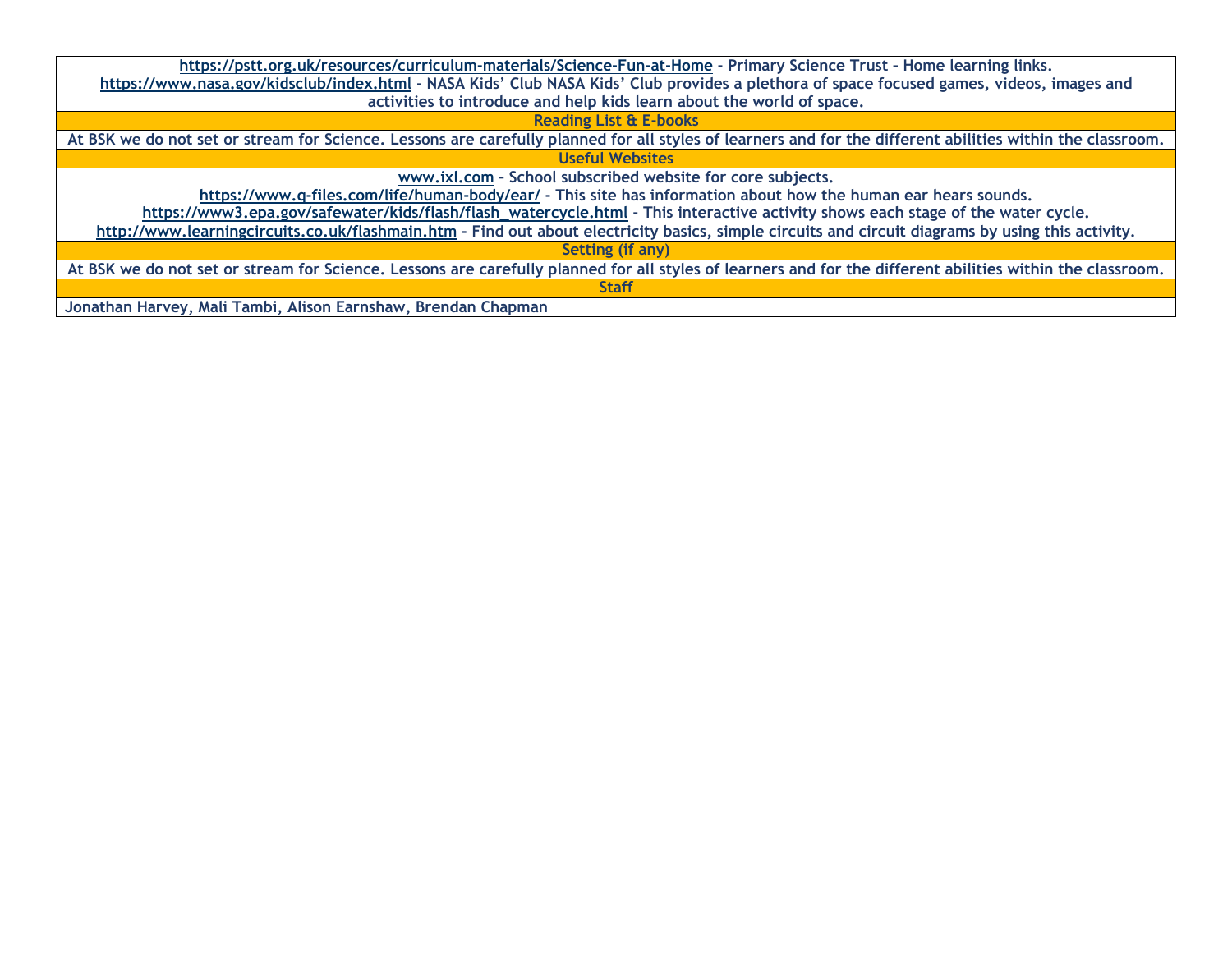| |
|---|
| https://pstt.org.uk/resources/curriculum-materials/Science-Fun-at-Home - Primary Science Trust - Home learning links.<br>https://www.nasa.gov/kidsclub/index.html - NASA Kids' Club NASA Kids' Club provides a plethora of space focused games, videos, images and activities to introduce and help kids learn about the world of space. |
| **Reading List & E-books** |
| At BSK we do not set or stream for Science. Lessons are carefully planned for all styles of learners and for the different abilities within the classroom. |
| **Useful Websites** |
| www.ixl.com – School subscribed website for core subjects.<br>https://www.q-files.com/life/human-body/ear/ - This site has information about how the human ear hears sounds.<br>https://www3.epa.gov/safewater/kids/flash/flash_watercycle.html - This interactive activity shows each stage of the water cycle.<br>http://www.learningcircuits.co.uk/flashmain.htm - Find out about electricity basics, simple circuits and circuit diagrams by using this activity. |
| **Setting (if any)** |
| At BSK we do not set or stream for Science. Lessons are carefully planned for all styles of learners and for the different abilities within the classroom. |
| **Staff** |
| Jonathan Harvey, Mali Tambi, Alison Earnshaw, Brendan Chapman |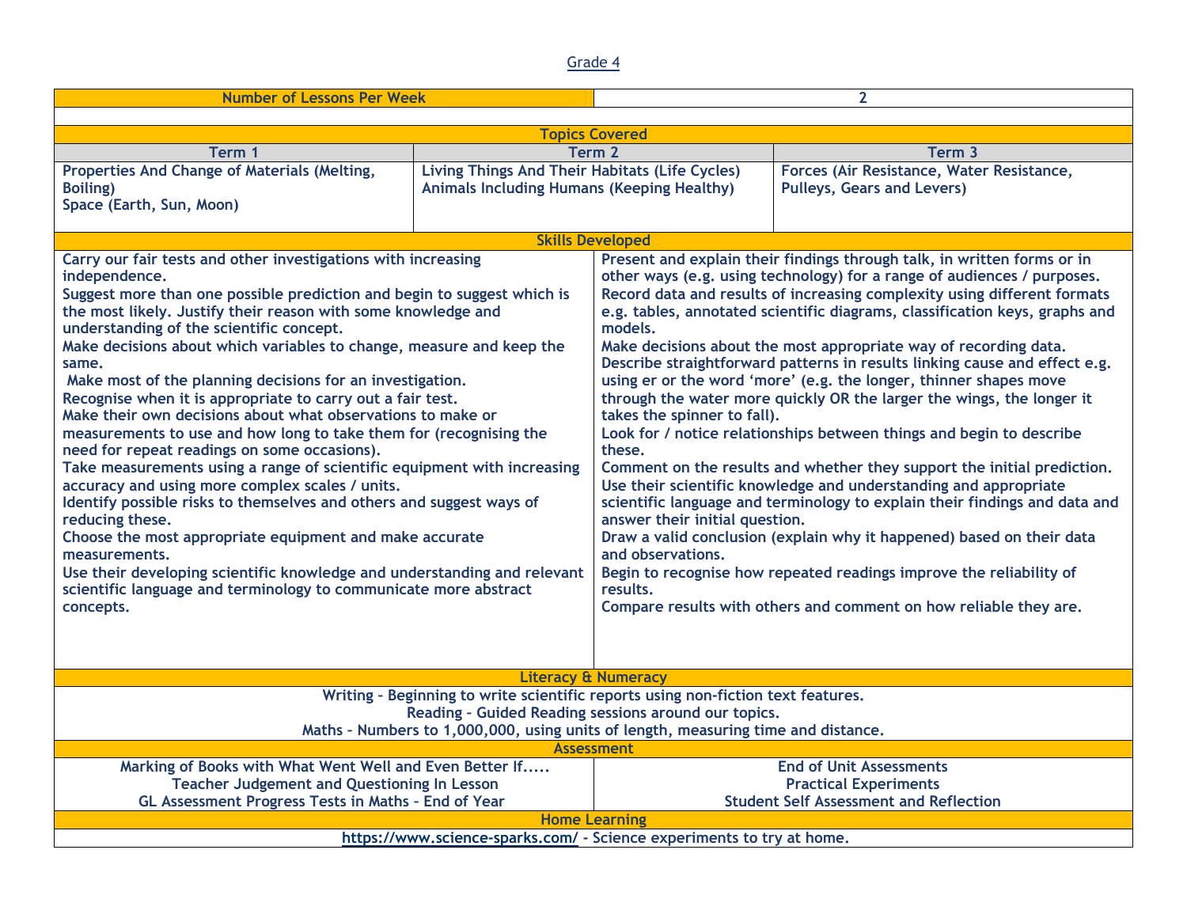Grade 4

| Number of Lessons Per Week | 2 |
|---|---|

**Topics Covered**

| Term 1 | Term 2 | Term 3 |
|---|---|---|
| Properties And Change of Materials (Melting, Boiling)<br>Space (Earth, Sun, Moon) | Living Things And Their Habitats (Life Cycles)<br>Animals Including Humans (Keeping Healthy) | Forces (Air Resistance, Water Resistance, Pulleys, Gears and Levers) |

**Skills Developed**

| | |
|---|---|
| Carry our fair tests and other investigations with increasing independence.<br>Suggest more than one possible prediction and begin to suggest which is the most likely. Justify their reason with some knowledge and understanding of the scientific concept.<br>Make decisions about which variables to change, measure and keep the same.<br>Make most of the planning decisions for an investigation.<br>Recognise when it is appropriate to carry out a fair test.<br>Make their own decisions about what observations to make or measurements to use and how long to take them for (recognising the need for repeat readings on some occasions).<br>Take measurements using a range of scientific equipment with increasing accuracy and using more complex scales / units.<br>Identify possible risks to themselves and others and suggest ways of reducing these.<br>Choose the most appropriate equipment and make accurate measurements.<br>Use their developing scientific knowledge and understanding and relevant scientific language and terminology to communicate more abstract concepts. | Present and explain their findings through talk, in written forms or in other ways (e.g. using technology) for a range of audiences / purposes.<br>Record data and results of increasing complexity using different formats e.g. tables, annotated scientific diagrams, classification keys, graphs and models.<br>Make decisions about the most appropriate way of recording data.<br>Describe straightforward patterns in results linking cause and effect e.g. using er or the word 'more' (e.g. the longer, thinner shapes move through the water more quickly OR the larger the wings, the longer it takes the spinner to fall).<br>Look for / notice relationships between things and begin to describe these.<br>Comment on the results and whether they support the initial prediction.<br>Use their scientific knowledge and understanding and appropriate scientific language and terminology to explain their findings and data and answer their initial question.<br>Draw a valid conclusion (explain why it happened) based on their data and observations.<br>Begin to recognise how repeated readings improve the reliability of results.<br>Compare results with others and comment on how reliable they are. |

**Literacy & Numeracy**

Writing – Beginning to write scientific reports using non-fiction text features.
Reading – Guided Reading sessions around our topics.
Maths – Numbers to 1,000,000, using units of length, measuring time and distance.

**Assessment**

| | |
|---|---|
| Marking of Books with What Went Well and Even Better If.....<br>Teacher Judgement and Questioning In Lesson<br>GL Assessment Progress Tests in Maths – End of Year | End of Unit Assessments<br>Practical Experiments<br>Student Self Assessment and Reflection |

**Home Learning**

https://www.science-sparks.com/ - Science experiments to try at home.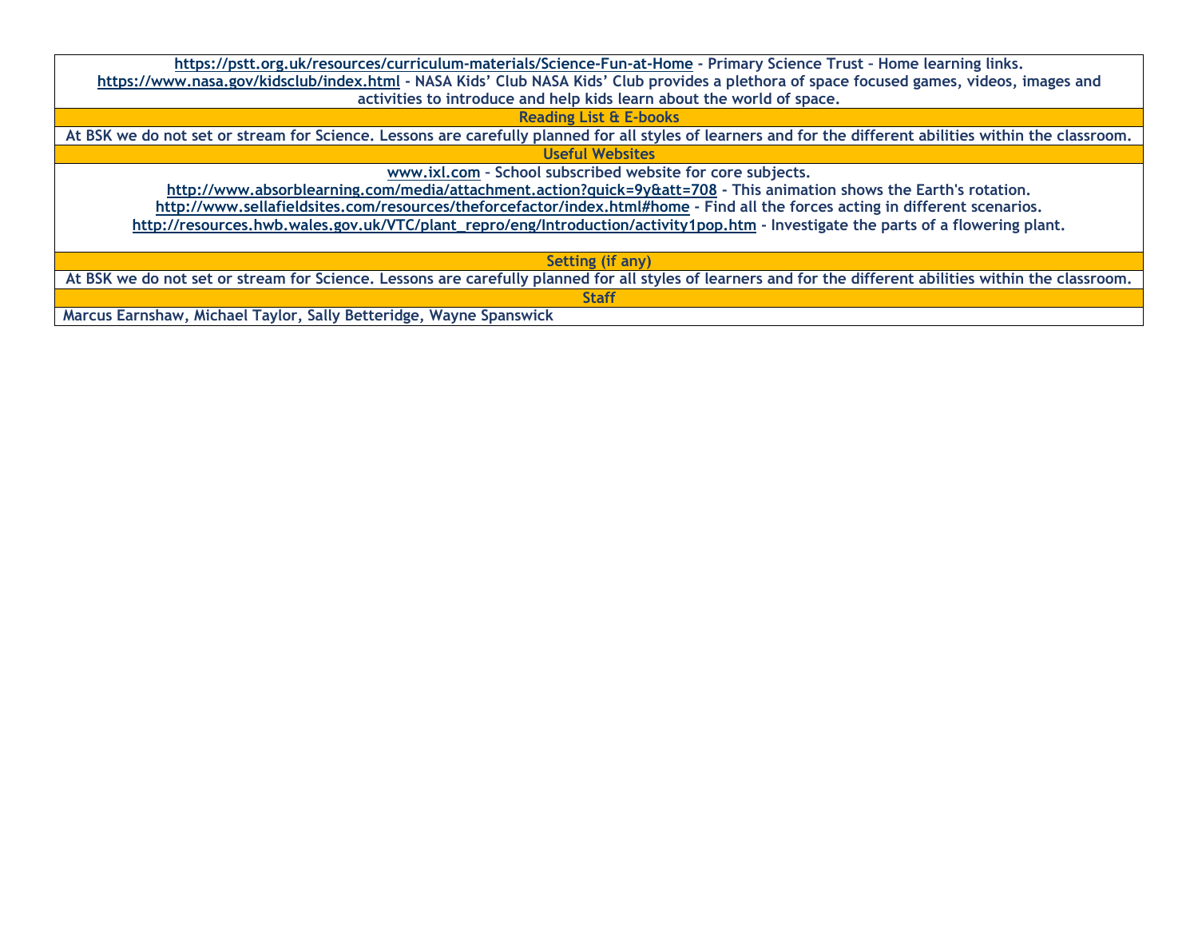https://pstt.org.uk/resources/curriculum-materials/Science-Fun-at-Home - Primary Science Trust - Home learning links.
https://www.nasa.gov/kidsclub/index.html - NASA Kids' Club NASA Kids' Club provides a plethora of space focused games, videos, images and activities to introduce and help kids learn about the world of space.

## Reading List & E-books

At BSK we do not set or stream for Science. Lessons are carefully planned for all styles of learners and for the different abilities within the classroom.

## Useful Websites

www.ixl.com – School subscribed website for core subjects.
http://www.absorblearning.com/media/attachment.action?quick=9y&att=708 - This animation shows the Earth's rotation.
http://www.sellafieldsites.com/resources/theforcefactor/index.html#home - Find all the forces acting in different scenarios.
http://resources.hwb.wales.gov.uk/VTC/plant_repro/eng/Introduction/activity1pop.htm - Investigate the parts of a flowering plant.

## Setting (if any)

At BSK we do not set or stream for Science. Lessons are carefully planned for all styles of learners and for the different abilities within the classroom.

## Staff

Marcus Earnshaw, Michael Taylor, Sally Betteridge, Wayne Spanswick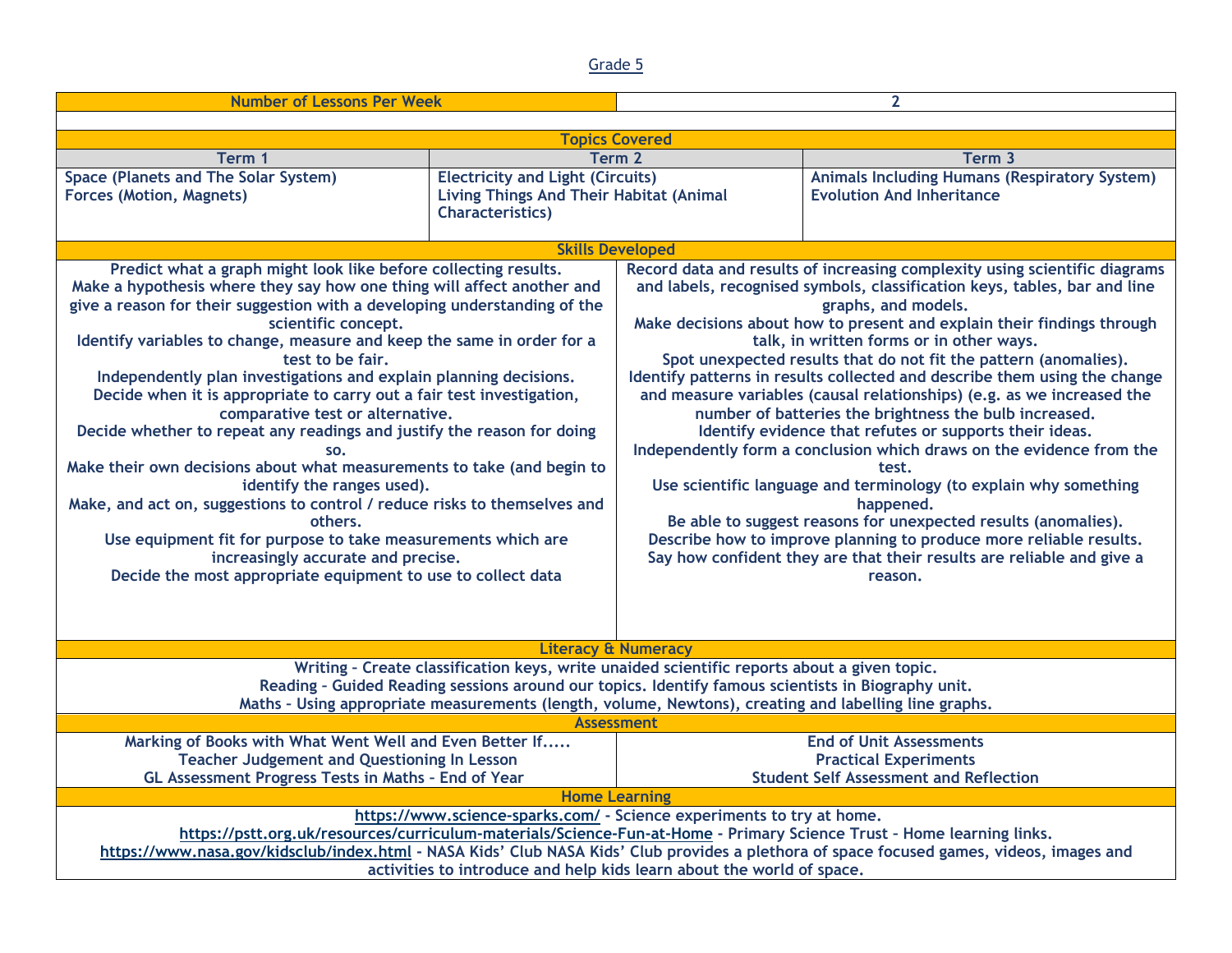Grade 5

| Number of Lessons Per Week | 2 |
|---|---|

**Topics Covered**

| Term 1 | Term 2 | Term 3 |
|---|---|---|
| Space (Planets and The Solar System)<br>Forces (Motion, Magnets) | Electricity and Light (Circuits)<br>Living Things And Their Habitat (Animal Characteristics) | Animals Including Humans (Respiratory System)<br>Evolution And Inheritance |

**Skills Developed**

| | |
|---|---|
| Predict what a graph might look like before collecting results.<br>Make a hypothesis where they say how one thing will affect another and give a reason for their suggestion with a developing understanding of the scientific concept.<br>Identify variables to change, measure and keep the same in order for a test to be fair.<br>Independently plan investigations and explain planning decisions.<br>Decide when it is appropriate to carry out a fair test investigation, comparative test or alternative.<br>Decide whether to repeat any readings and justify the reason for doing so.<br>Make their own decisions about what measurements to take (and begin to identify the ranges used).<br>Make, and act on, suggestions to control / reduce risks to themselves and others.<br>Use equipment fit for purpose to take measurements which are increasingly accurate and precise.<br>Decide the most appropriate equipment to use to collect data | Record data and results of increasing complexity using scientific diagrams and labels, recognised symbols, classification keys, tables, bar and line graphs, and models.<br>Make decisions about how to present and explain their findings through talk, in written forms or in other ways.<br>Spot unexpected results that do not fit the pattern (anomalies).<br>Identify patterns in results collected and describe them using the change and measure variables (causal relationships) (e.g. as we increased the number of batteries the brightness the bulb increased.<br>Identify evidence that refutes or supports their ideas.<br>Independently form a conclusion which draws on the evidence from the test.<br>Use scientific language and terminology (to explain why something happened.<br>Be able to suggest reasons for unexpected results (anomalies).<br>Describe how to improve planning to produce more reliable results.<br>Say how confident they are that their results are reliable and give a reason. |

**Literacy & Numeracy**

Writing – Create classification keys, write unaided scientific reports about a given topic.
Reading – Guided Reading sessions around our topics. Identify famous scientists in Biography unit.
Maths – Using appropriate measurements (length, volume, Newtons), creating and labelling line graphs.

**Assessment**

| | |
|---|---|
| Marking of Books with What Went Well and Even Better If.....<br>Teacher Judgement and Questioning In Lesson<br>GL Assessment Progress Tests in Maths – End of Year | End of Unit Assessments<br>Practical Experiments<br>Student Self Assessment and Reflection |

**Home Learning**

https://www.science-sparks.com/ - Science experiments to try at home.
https://pstt.org.uk/resources/curriculum-materials/Science-Fun-at-Home - Primary Science Trust – Home learning links.
https://www.nasa.gov/kidsclub/index.html - NASA Kids' Club NASA Kids' Club provides a plethora of space focused games, videos, images and activities to introduce and help kids learn about the world of space.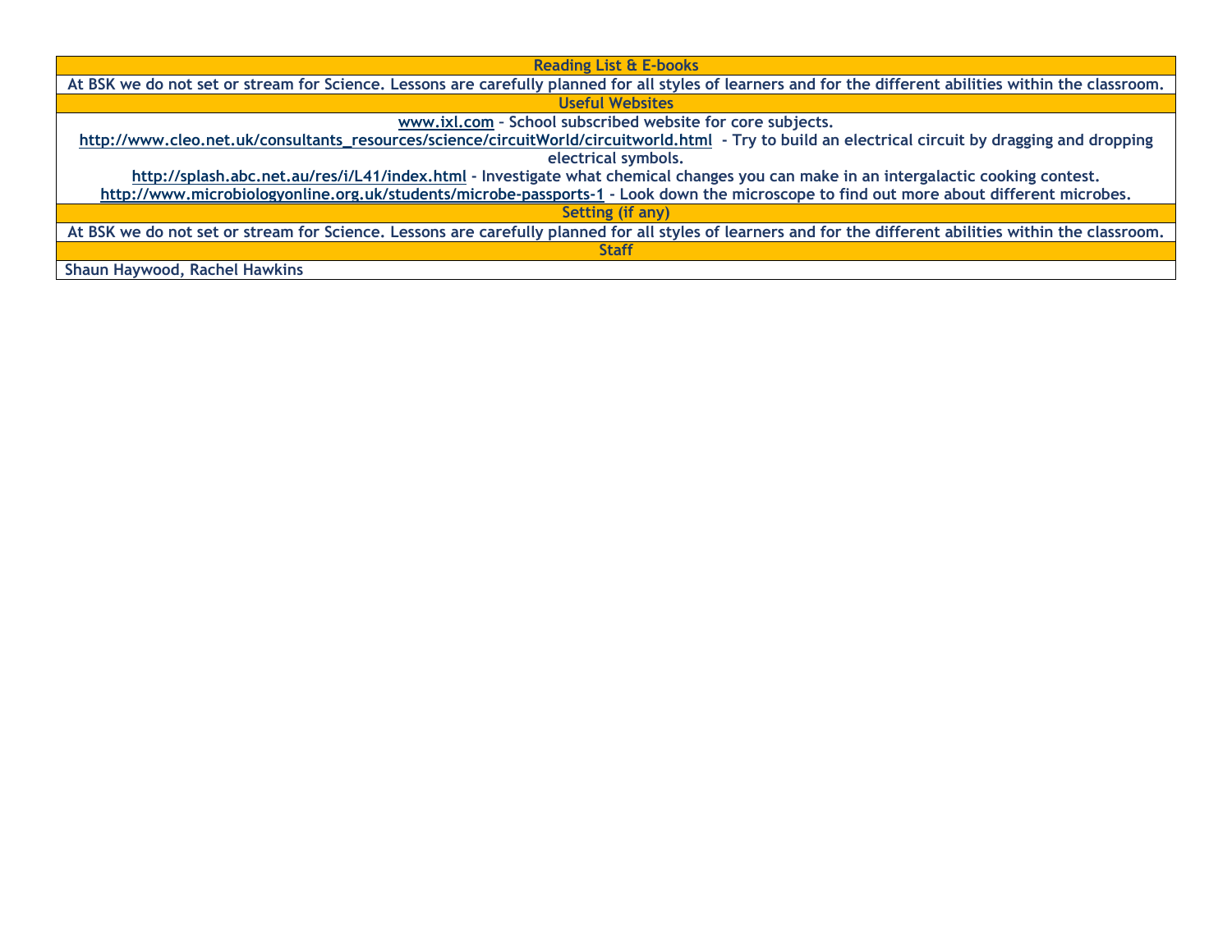| Reading List & E-books |
| --- |
| At BSK we do not set or stream for Science. Lessons are carefully planned for all styles of learners and for the different abilities within the classroom. |
| **Useful Websites** |
| [www.ixl.com](http://www.ixl.com) – School subscribed website for core subjects.<br>[http://www.cleo.net.uk/consultants_resources/science/circuitWorld/circuitworld.html](http://www.cleo.net.uk/consultants_resources/science/circuitWorld/circuitworld.html) - Try to build an electrical circuit by dragging and dropping electrical symbols.<br>[http://splash.abc.net.au/res/i/L41/index.html](http://splash.abc.net.au/res/i/L41/index.html) - Investigate what chemical changes you can make in an intergalactic cooking contest.<br>[http://www.microbiologyonline.org.uk/students/microbe-passports-1](http://www.microbiologyonline.org.uk/students/microbe-passports-1) - Look down the microscope to find out more about different microbes. |
| **Setting (if any)** |
| At BSK we do not set or stream for Science. Lessons are carefully planned for all styles of learners and for the different abilities within the classroom. |
| **Staff** |
| Shaun Haywood, Rachel Hawkins |